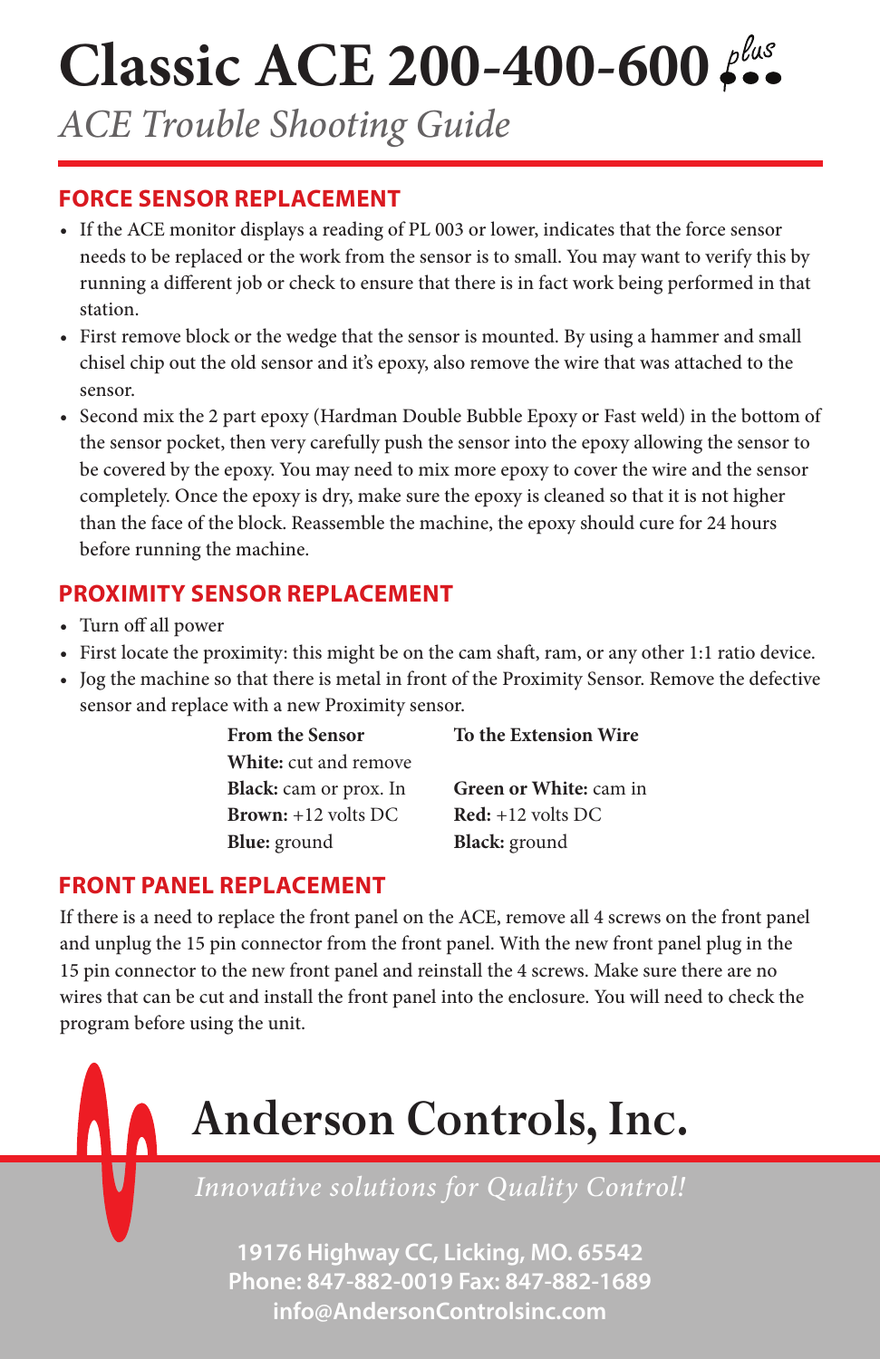# Classic ACE 200-400-600 plus

*ACE Trouble Shooting Guide*

## FORCE SENSOR REPLACEMENT

- If the ACE monitor displays a reading of PL 003 or lower, indicates that the force sensor needs to be replaced or the work from the sensor is to small. You may want to verify this by running a different job or check to ensure that there is in fact work being performed in that station.
- First remove block or the wedge that the sensor is mounted. By using a hammer and small chisel chip out the old sensor and it's epoxy, also remove the wire that was attached to the sensor.
- Second mix the 2 part epoxy (Hardman Double Bubble Epoxy or Fast weld) in the bottom of the sensor pocket, then very carefully push the sensor into the epoxy allowing the sensor to be covered by the epoxy. You may need to mix more epoxy to cover the wire and the sensor completely. Once the epoxy is dry, make sure the epoxy is cleaned so that it is not higher than the face of the block. Reassemble the machine, the epoxy should cure for 24 hours before running the machine.

## PROXIMITY SENSOR REPLACEMENT

- Turn off all power
- First locate the proximity: this might be on the cam shaft, ram, or any other 1:1 ratio device.
- Jog the machine so that there is metal in front of the Proximity Sensor. Remove the defective sensor and replace with a new Proximity sensor.

| From the Sensor | To the Extension Wire |
|---|---|
| **White:** cut and remove | |
| **Black:** cam or prox. In | **Green or White:** cam in |
| **Brown:** +12 volts DC | **Red:** +12 volts DC |
| **Blue:** ground | **Black:** ground |

## FRONT PANEL REPLACEMENT

If there is a need to replace the front panel on the ACE, remove all 4 screws on the front panel and unplug the 15 pin connector from the front panel. With the new front panel plug in the 15 pin connector to the new front panel and reinstall the 4 screws. Make sure there are no wires that can be cut and install the front panel into the enclosure. You will need to check the program before using the unit.

**Anderson Controls, Inc.**

*Innovative solutions for Quality Control!*

19176 Highway CC, Licking, MO. 65542
Phone: 847-882-0019 Fax: 847-882-1689
info@AndersonControlsinc.com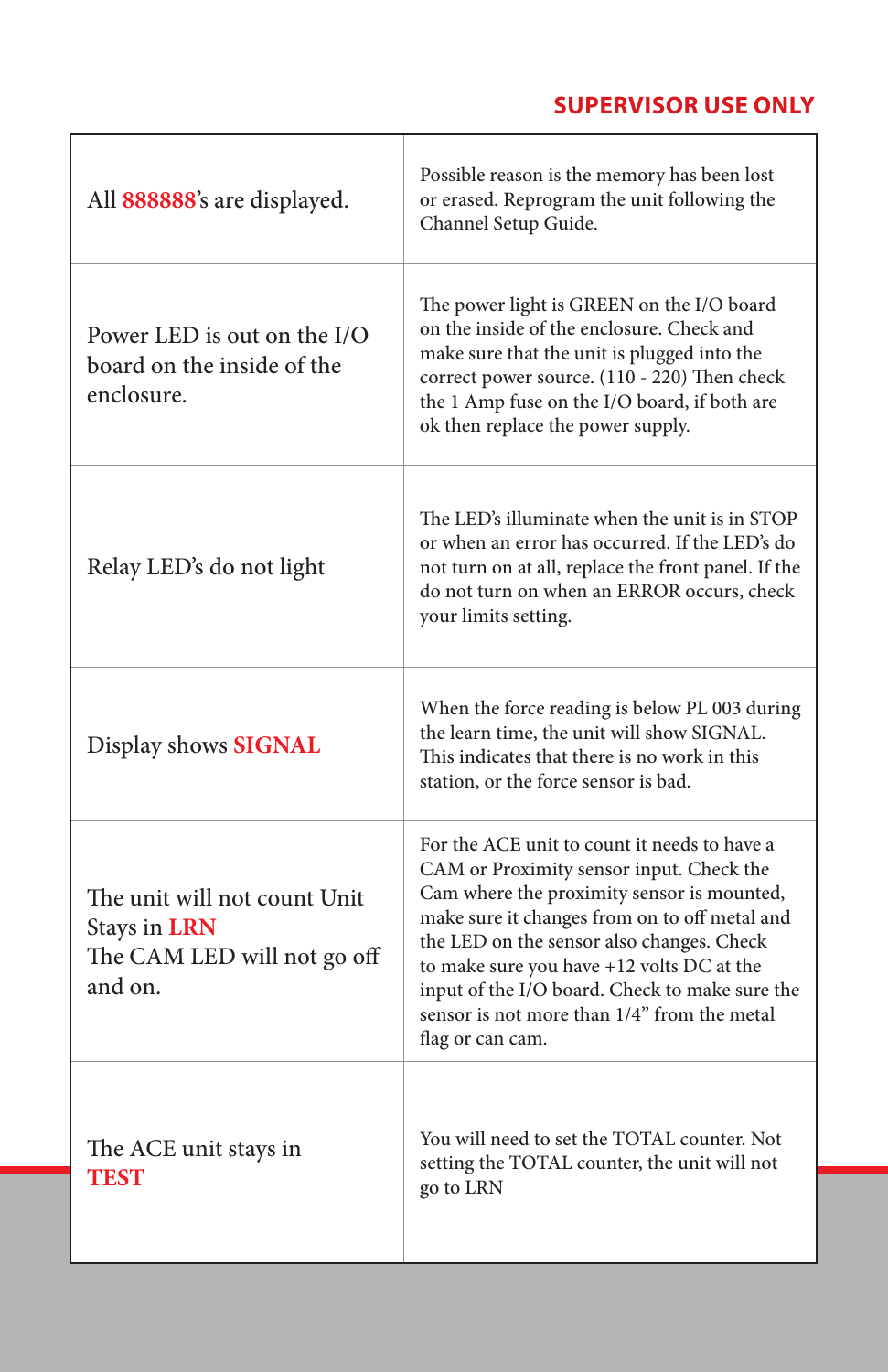**SUPERVISOR USE ONLY**

| | |
|---|---|
| All **888888**'s are displayed. | Possible reason is the memory has been lost or erased. Reprogram the unit following the Channel Setup Guide. |
| Power LED is out on the I/O board on the inside of the enclosure. | The power light is GREEN on the I/O board on the inside of the enclosure. Check and make sure that the unit is plugged into the correct power source. (110 - 220) Then check the 1 Amp fuse on the I/O board, if both are ok then replace the power supply. |
| Relay LED's do not light | The LED's illuminate when the unit is in STOP or when an error has occurred. If the LED's do not turn on at all, replace the front panel. If the do not turn on when an ERROR occurs, check your limits setting. |
| Display shows **SIGNAL** | When the force reading is below PL 003 during the learn time, the unit will show SIGNAL. This indicates that there is no work in this station, or the force sensor is bad. |
| The unit will not count Unit Stays in **LRN**<br>The CAM LED will not go off and on. | For the ACE unit to count it needs to have a CAM or Proximity sensor input. Check the Cam where the proximity sensor is mounted, make sure it changes from on to off metal and the LED on the sensor also changes. Check to make sure you have +12 volts DC at the input of the I/O board. Check to make sure the sensor is not more than 1/4" from the metal flag or can cam. |
| The ACE unit stays in **TEST** | You will need to set the TOTAL counter. Not setting the TOTAL counter, the unit will not go to LRN |